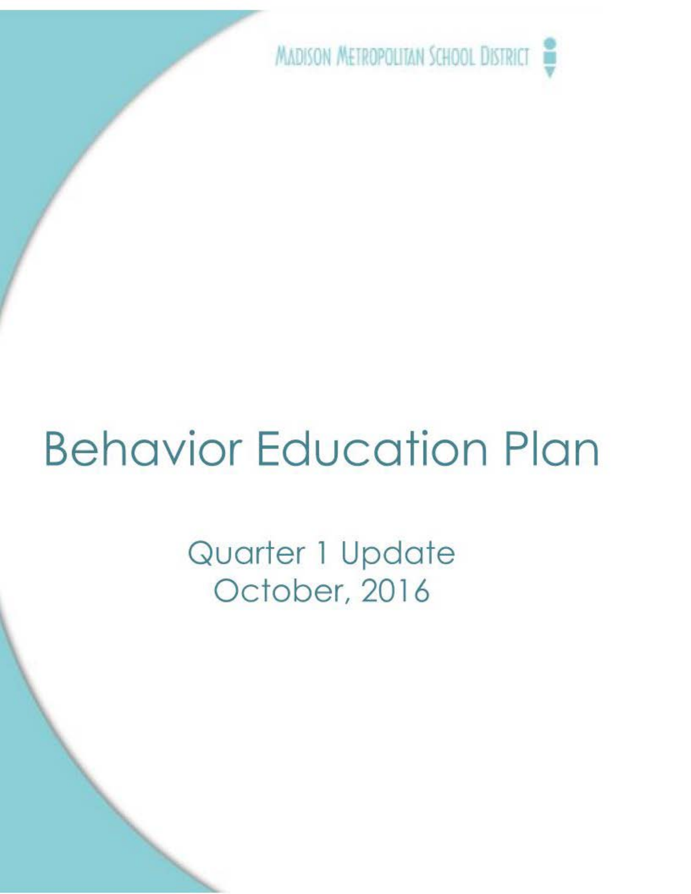MADISON METROPOLITAN SCHOOL DISTRICT

# Behavior Education Plan

## Quarter 1 Update
## October, 2016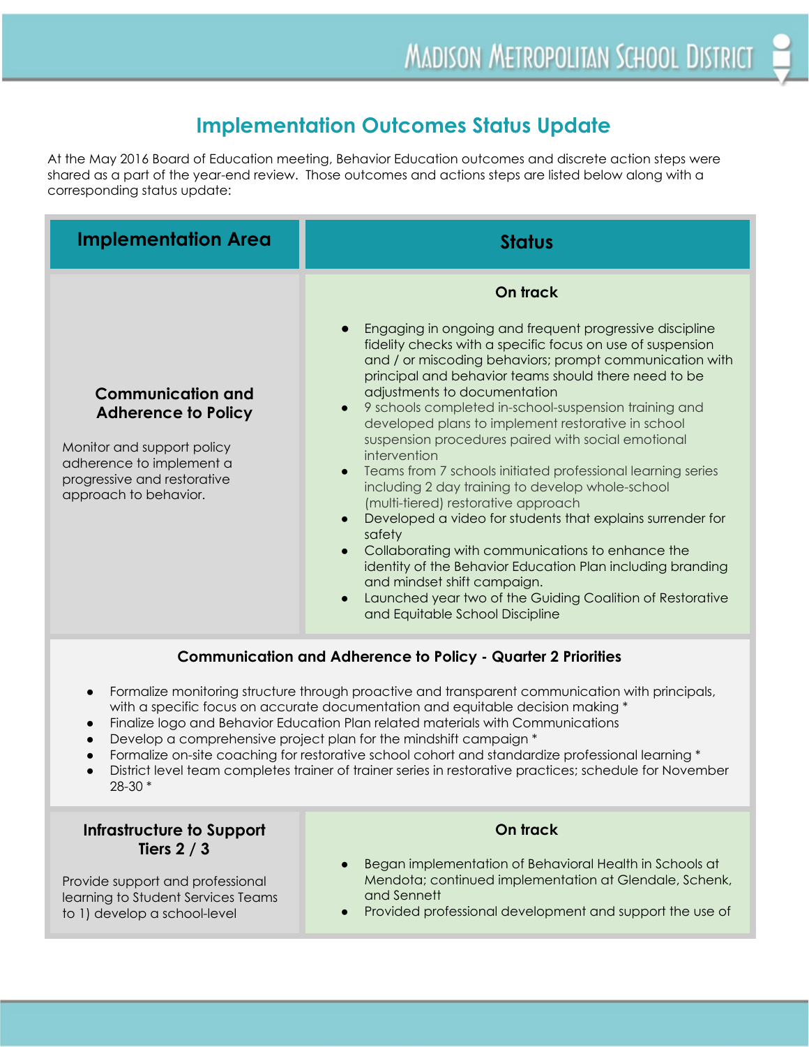## Implementation Outcomes Status Update

At the May 2016 Board of Education meeting, Behavior Education outcomes and discrete action steps were shared as a part of the year-end review. Those outcomes and actions steps are listed below along with a corresponding status update:

| Implementation Area | Status |
|---|---|
| **Communication and Adherence to Policy**<br><br>Monitor and support policy adherence to implement a progressive and restorative approach to behavior. | **On track**<br><br>• Engaging in ongoing and frequent progressive discipline fidelity checks with a specific focus on use of suspension and / or miscoding behaviors; prompt communication with principal and behavior teams should there need to be adjustments to documentation<br>• 9 schools completed in-school-suspension training and developed plans to implement restorative in school suspension procedures paired with social emotional intervention<br>• Teams from 7 schools initiated professional learning series including 2 day training to develop whole-school (multi-tiered) restorative approach<br>• Developed a video for students that explains surrender for safety<br>• Collaborating with communications to enhance the identity of the Behavior Education Plan including branding and mindset shift campaign.<br>• Launched year two of the Guiding Coalition of Restorative and Equitable School Discipline |
| **Communication and Adherence to Policy - Quarter 2 Priorities**<br><br>• Formalize monitoring structure through proactive and transparent communication with principals, with a specific focus on accurate documentation and equitable decision making *<br>• Finalize logo and Behavior Education Plan related materials with Communications<br>• Develop a comprehensive project plan for the mindshift campaign *<br>• Formalize on-site coaching for restorative school cohort and standardize professional learning *<br>• District level team completes trainer of trainer series in restorative practices; schedule for November 28-30 * | |
| **Infrastructure to Support Tiers 2 / 3**<br><br>Provide support and professional learning to Student Services Teams to 1) develop a school-level | **On track**<br><br>• Began implementation of Behavioral Health in Schools at Mendota; continued implementation at Glendale, Schenk, and Sennett<br>• Provided professional development and support the use of |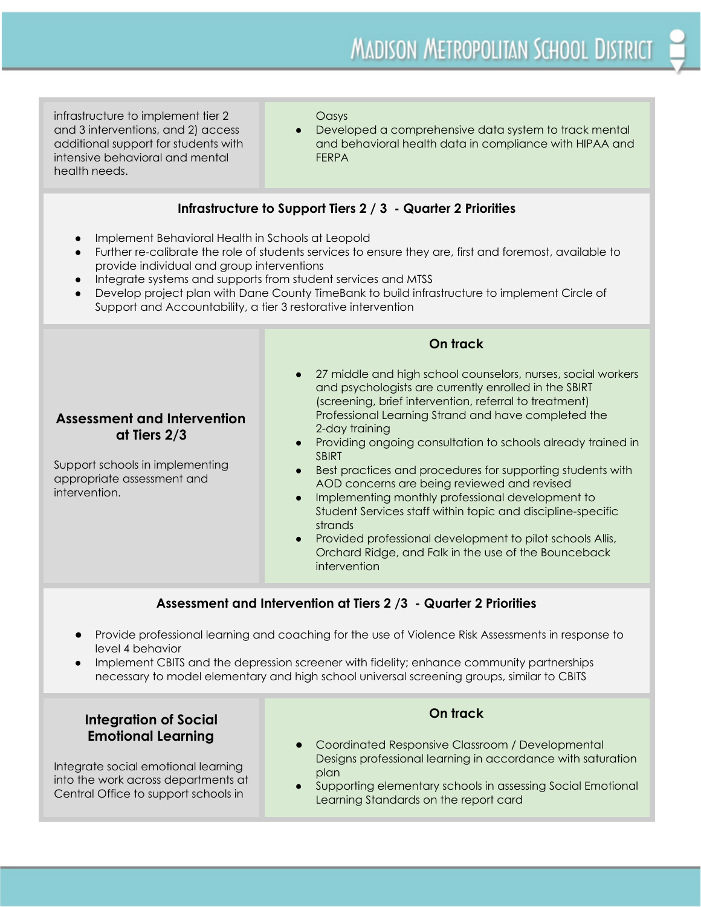| | |
|---|---|
| infrastructure to implement tier 2 and 3 interventions, and 2) access additional support for students with intensive behavioral and mental health needs. | Oasys<br>• Developed a comprehensive data system to track mental and behavioral health data in compliance with HIPAA and FERPA |

### Infrastructure to Support Tiers 2 / 3 - Quarter 2 Priorities

- Implement Behavioral Health in Schools at Leopold
- Further re-calibrate the role of students services to ensure they are, first and foremost, available to provide individual and group interventions
- Integrate systems and supports from student services and MTSS
- Develop project plan with Dane County TimeBank to build infrastructure to implement Circle of Support and Accountability, a tier 3 restorative intervention

| | |
|---|---|
| **Assessment and Intervention at Tiers 2/3**<br><br>Support schools in implementing appropriate assessment and intervention. | **On track**<br><br>• 27 middle and high school counselors, nurses, social workers and psychologists are currently enrolled in the SBIRT (screening, brief intervention, referral to treatment) Professional Learning Strand and have completed the 2-day training<br>• Providing ongoing consultation to schools already trained in SBIRT<br>• Best practices and procedures for supporting students with AOD concerns are being reviewed and revised<br>• Implementing monthly professional development to Student Services staff within topic and discipline-specific strands<br>• Provided professional development to pilot schools Allis, Orchard Ridge, and Falk in the use of the Bounceback intervention |

### Assessment and Intervention at Tiers 2 /3 - Quarter 2 Priorities

- Provide professional learning and coaching for the use of Violence Risk Assessments in response to level 4 behavior
- Implement CBITS and the depression screener with fidelity; enhance community partnerships necessary to model elementary and high school universal screening groups, similar to CBITS

| | |
|---|---|
| **Integration of Social Emotional Learning**<br><br>Integrate social emotional learning into the work across departments at Central Office to support schools in | **On track**<br><br>• Coordinated Responsive Classroom / Developmental Designs professional learning in accordance with saturation plan<br>• Supporting elementary schools in assessing Social Emotional Learning Standards on the report card |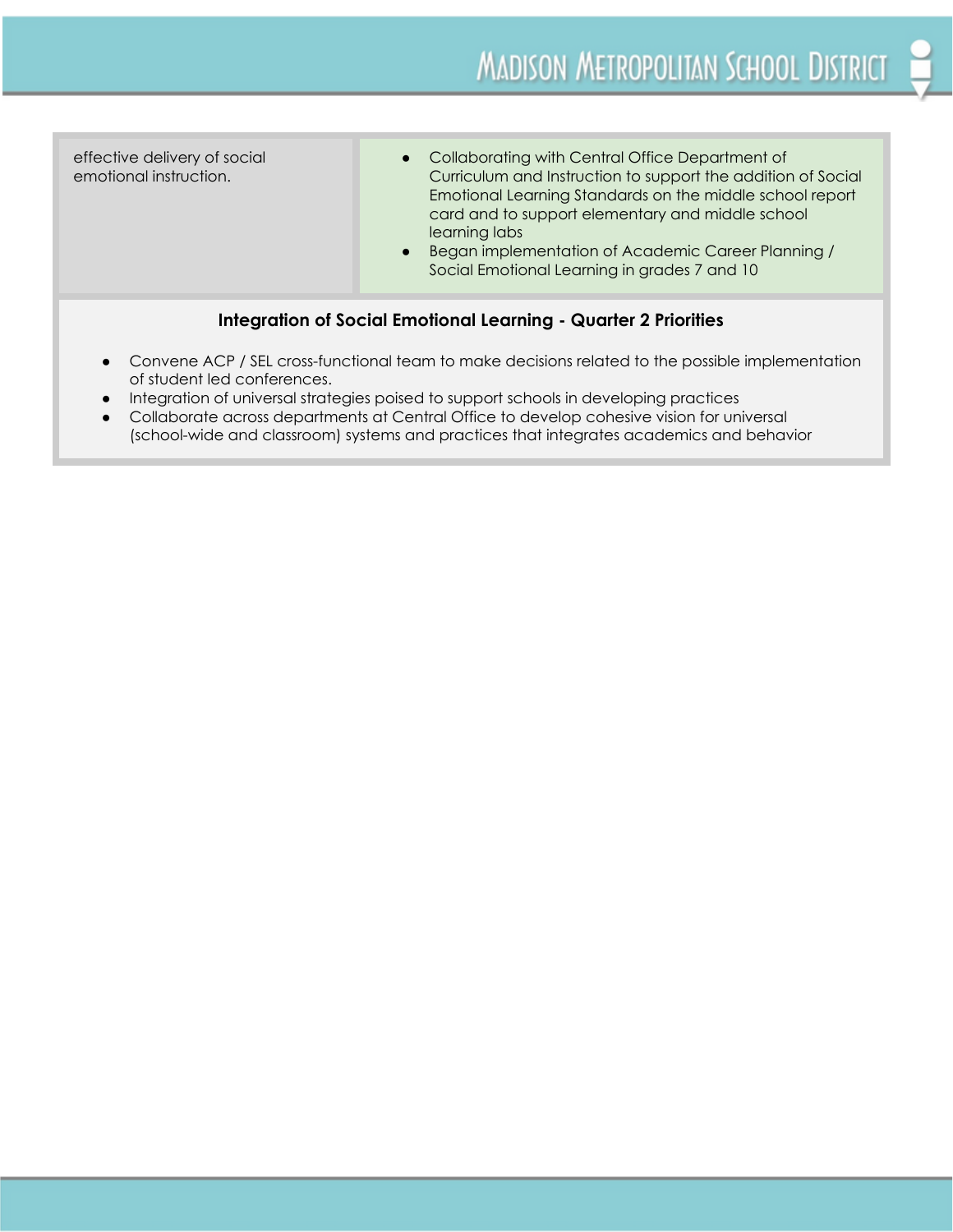| | |
|---|---|
| effective delivery of social emotional instruction. | • Collaborating with Central Office Department of Curriculum and Instruction to support the addition of Social Emotional Learning Standards on the middle school report card and to support elementary and middle school learning labs<br>• Began implementation of Academic Career Planning / Social Emotional Learning in grades 7 and 10 |

**Integration of Social Emotional Learning - Quarter 2 Priorities**

- Convene ACP / SEL cross-functional team to make decisions related to the possible implementation of student led conferences.
- Integration of universal strategies poised to support schools in developing practices
- Collaborate across departments at Central Office to develop cohesive vision for universal (school-wide and classroom) systems and practices that integrates academics and behavior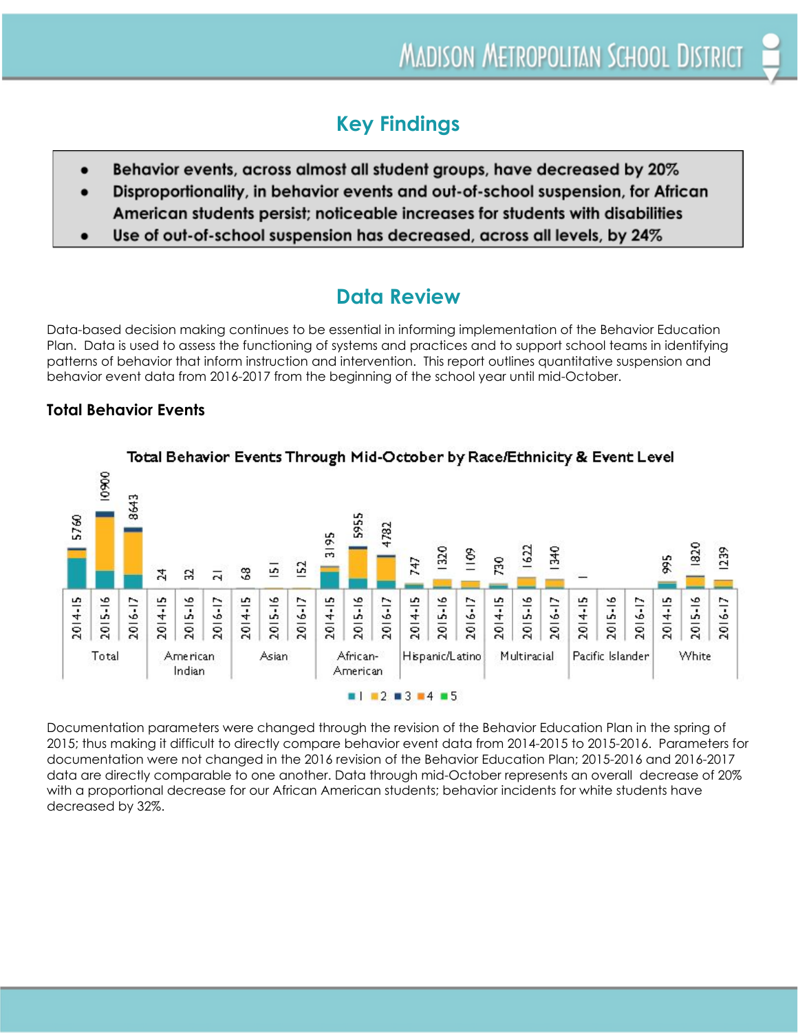## Key Findings

- Behavior events, across almost all student groups, have decreased by 20%
- Disproportionality, in behavior events and out-of-school suspension, for African American students persist; noticeable increases for students with disabilities
- Use of out-of-school suspension has decreased, across all levels, by 24%

## Data Review

Data-based decision making continues to be essential in informing implementation of the Behavior Education Plan. Data is used to assess the functioning of systems and practices and to support school teams in identifying patterns of behavior that inform instruction and intervention. This report outlines quantitative suspension and behavior event data from 2016-2017 from the beginning of the school year until mid-October.

### Total Behavior Events

**Total Behavior Events Through Mid-October by Race/Ethnicity & Event Level**

| Group | 2014-15 | 2015-16 | 2016-17 |
|---|---|---|---|
| Total | 5760 | 10900 | 8643 |
| American Indian | 24 | 32 | 21 |
| Asian | 68 | 151 | 152 |
| African-American | 3195 | 5955 | 4782 |
| Hispanic/Latino | 747 | 1320 | 1109 |
| Multiracial | 730 | 1622 | 1340 |
| Pacific Islander | 1 | | |
| White | 995 | 1820 | 1239 |

Legend: 1, 2, 3, 4, 5

Documentation parameters were changed through the revision of the Behavior Education Plan in the spring of 2015; thus making it difficult to directly compare behavior event data from 2014-2015 to 2015-2016. Parameters for documentation were not changed in the 2016 revision of the Behavior Education Plan; 2015-2016 and 2016-2017 data are directly comparable to one another. Data through mid-October represents an overall decrease of 20% with a proportional decrease for our African American students; behavior incidents for white students have decreased by 32%.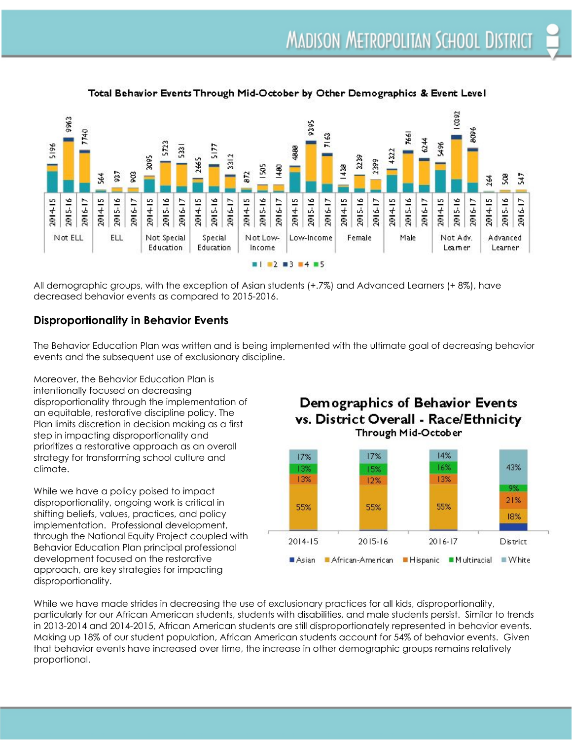**Total Behavior Events Through Mid-October by Other Demographics & Event Level**

| Group | 2014-15 | 2015-16 | 2016-17 |
|---|---|---|---|
| Not ELL | 5196 | 9963 | 7740 |
| ELL | 564 | 937 | 903 |
| Not Special Education | 3095 | 5723 | 5331 |
| Special Education | 2665 | 5177 | 3312 |
| Not Low-Income | 872 | 1505 | 1480 |
| Low-Income | 4888 | 9395 | 7163 |
| Female | 1438 | 2239 | 2399 |
| Male | 4322 | 7661 | 6244 |
| Not Adv. Learner | 5496 | 10392 | 8096 |
| Advanced Learner | 264 | 508 | 547 |

Event levels: 1, 2, 3, 4, 5

All demographic groups, with the exception of Asian students (+.7%) and Advanced Learners (+ 8%), have decreased behavior events as compared to 2015-2016.

## Disproportionality in Behavior Events

The Behavior Education Plan was written and is being implemented with the ultimate goal of decreasing behavior events and the subsequent use of exclusionary discipline.

Moreover, the Behavior Education Plan is intentionally focused on decreasing disproportionality through the implementation of an equitable, restorative discipline policy. The Plan limits discretion in decision making as a first step in impacting disproportionality and prioritizes a restorative approach as an overall strategy for transforming school culture and climate.

While we have a policy poised to impact disproportionality, ongoing work is critical in shifting beliefs, values, practices, and policy implementation. Professional development, through the National Equity Project coupled with Behavior Education Plan principal professional development focused on the restorative approach, are key strategies for impacting disproportionality.

**Demographics of Behavior Events vs. District Overall - Race/Ethnicity Through Mid-October**

| | 2014-15 | 2015-16 | 2016-17 | District |
|---|---|---|---|---|
| Asian | | | | |
| African-American | 55% | 55% | 55% | 18% |
| Hispanic | 13% | 12% | 13% | 21% |
| Multiracial | 13% | 15% | 16% | 9% |
| White | 17% | 17% | 14% | 43% |

While we have made strides in decreasing the use of exclusionary practices for all kids, disproportionality, particularly for our African American students, students with disabilities, and male students persist. Similar to trends in 2013-2014 and 2014-2015, African American students are still disproportionately represented in behavior events. Making up 18% of our student population, African American students account for 54% of behavior events. Given that behavior events have increased over time, the increase in other demographic groups remains relatively proportional.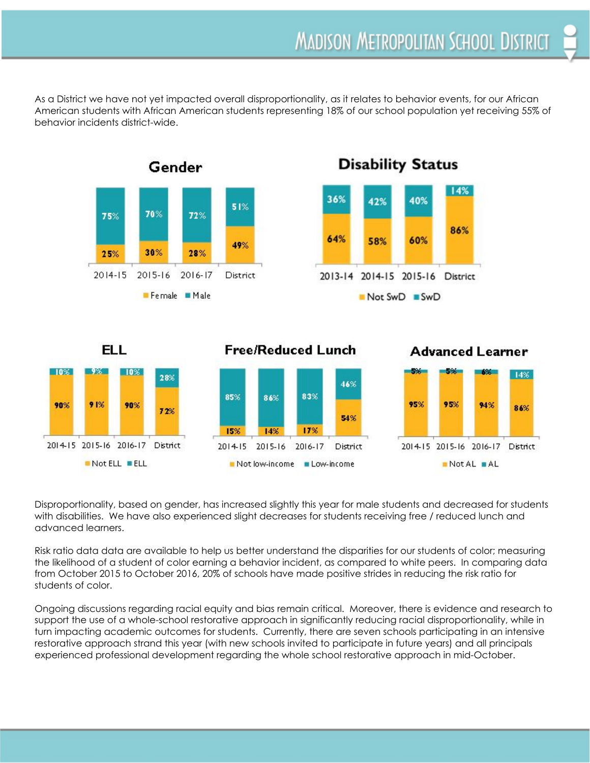As a District we have not yet impacted overall disproportionality, as it relates to behavior events, for our African American students with African American students representing 18% of our school population yet receiving 55% of behavior incidents district-wide.

### Gender

| | 2014-15 | 2015-16 | 2016-17 | District |
|---|---|---|---|---|
| Female | 25% | 30% | 28% | 49% |
| Male | 75% | 70% | 72% | 51% |

### Disability Status

| | 2013-14 | 2014-15 | 2015-16 | District |
|---|---|---|---|---|
| Not SwD | 64% | 58% | 60% | 86% |
| SwD | 36% | 42% | 40% | 14% |

### ELL

| | 2014-15 | 2015-16 | 2016-17 | District |
|---|---|---|---|---|
| Not ELL | 90% | 91% | 90% | 72% |
| ELL | 10% | 9% | 10% | 28% |

### Free/Reduced Lunch

| | 2014-15 | 2015-16 | 2016-17 | District |
|---|---|---|---|---|
| Not low-income | 15% | 14% | 17% | 54% |
| Low-income | 85% | 86% | 83% | 46% |

### Advanced Learner

| | 2014-15 | 2015-16 | 2016-17 | District |
|---|---|---|---|---|
| Not AL | 95% | 95% | 94% | 86% |
| AL | 5% | 5% | 6% | 14% |

Disproportionality, based on gender, has increased slightly this year for male students and decreased for students with disabilities. We have also experienced slight decreases for students receiving free / reduced lunch and advanced learners.

Risk ratio data data are available to help us better understand the disparities for our students of color; measuring the likelihood of a student of color earning a behavior incident, as compared to white peers. In comparing data from October 2015 to October 2016, 20% of schools have made positive strides in reducing the risk ratio for students of color.

Ongoing discussions regarding racial equity and bias remain critical. Moreover, there is evidence and research to support the use of a whole-school restorative approach in significantly reducing racial disproportionality, while in turn impacting academic outcomes for students. Currently, there are seven schools participating in an intensive restorative approach strand this year (with new schools invited to participate in future years) and all principals experienced professional development regarding the whole school restorative approach in mid-October.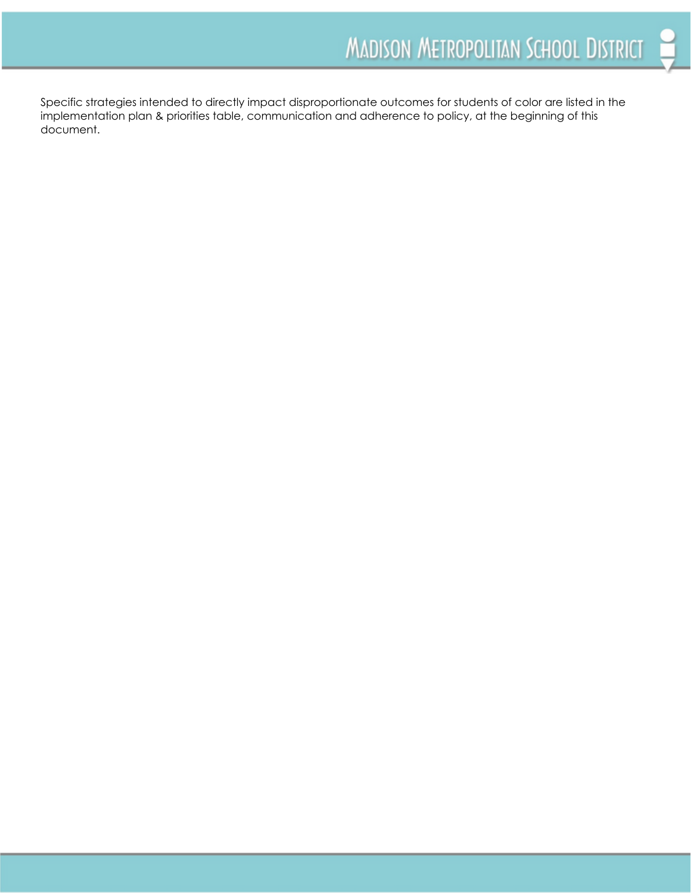Specific strategies intended to directly impact disproportionate outcomes for students of color are listed in the implementation plan & priorities table, communication and adherence to policy, at the beginning of this document.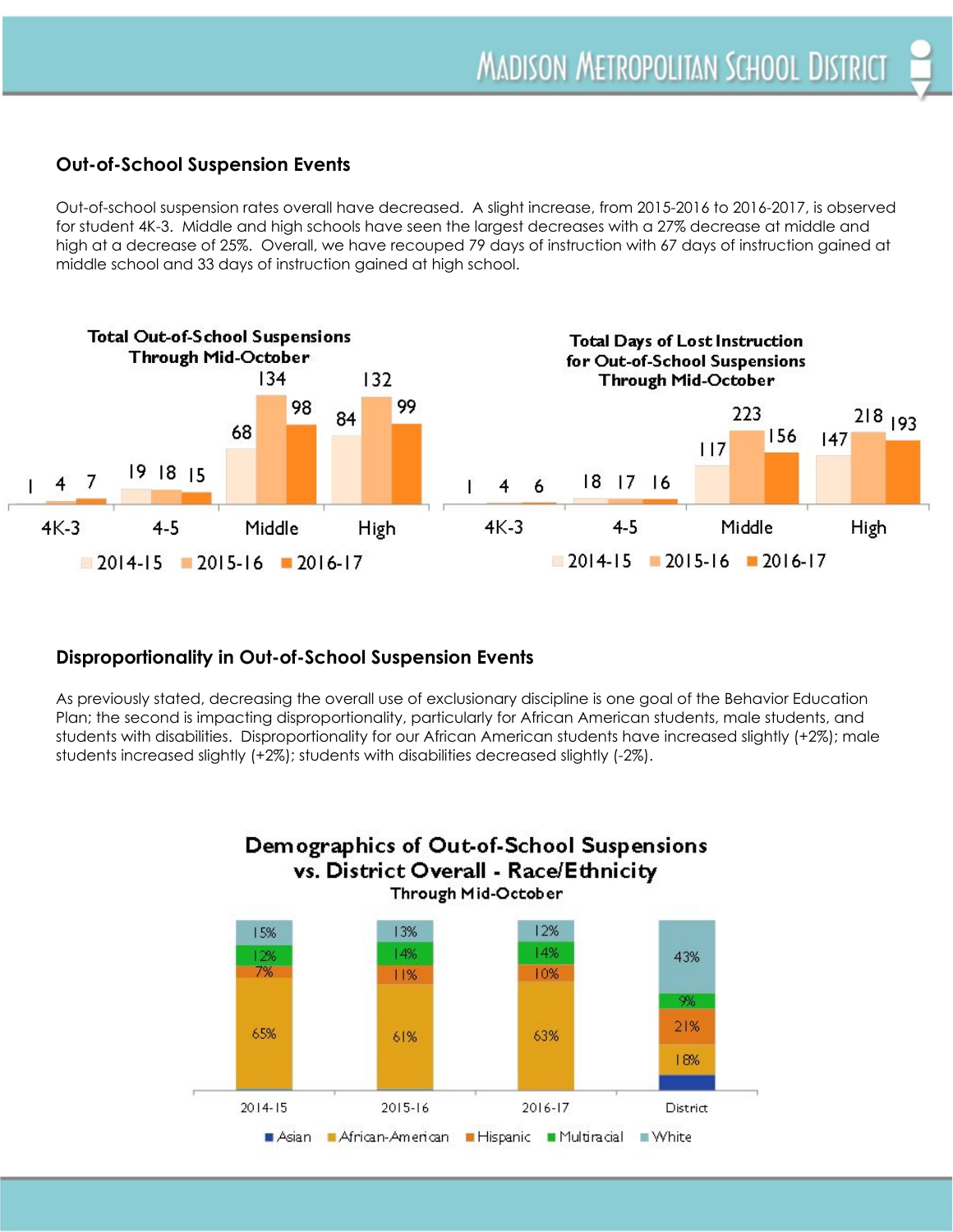## Out-of-School Suspension Events

Out-of-school suspension rates overall have decreased. A slight increase, from 2015-2016 to 2016-2017, is observed for student 4K-3. Middle and high schools have seen the largest decreases with a 27% decrease at middle and high at a decrease of 25%. Overall, we have recouped 79 days of instruction with 67 days of instruction gained at middle school and 33 days of instruction gained at high school.

**Total Out-of-School Suspensions Through Mid-October**

| | 2014-15 | 2015-16 | 2016-17 |
|---|---|---|---|
| 4K-3 | 1 | 4 | 7 |
| 4-5 | 19 | 18 | 15 |
| Middle | 68 | 134 | 98 |
| High | 84 | 132 | 99 |

**Total Days of Lost Instruction for Out-of-School Suspensions Through Mid-October**

| | 2014-15 | 2015-16 | 2016-17 |
|---|---|---|---|
| 4K-3 | 1 | 4 | 6 |
| 4-5 | 18 | 17 | 16 |
| Middle | 117 | 223 | 156 |
| High | 147 | 218 | 193 |

## Disproportionality in Out-of-School Suspension Events

As previously stated, decreasing the overall use of exclusionary discipline is one goal of the Behavior Education Plan; the second is impacting disproportionality, particularly for African American students, male students, and students with disabilities. Disproportionality for our African American students have increased slightly (+2%); male students increased slightly (+2%); students with disabilities decreased slightly (-2%).

**Demographics of Out-of-School Suspensions vs. District Overall - Race/Ethnicity Through Mid-October**

| | Asian | African-American | Hispanic | Multiracial | White |
|---|---|---|---|---|---|
| 2014-15 | | 65% | 7% | 12% | 15% |
| 2015-16 | | 61% | 11% | 14% | 13% |
| 2016-17 | | 63% | 10% | 14% | 12% |
| District | | 18% | 21% | 9% | 43% |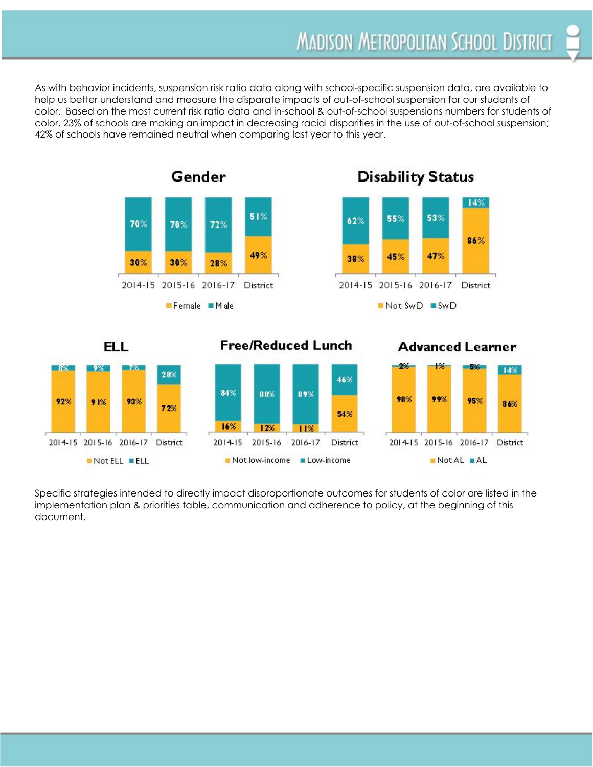As with behavior incidents, suspension risk ratio data along with school-specific suspension data, are available to help us better understand and measure the disparate impacts of out-of-school suspension for our students of color. Based on the most current risk ratio data and in-school & out-of-school suspensions numbers for students of color, 23% of schools are making an impact in decreasing racial disparities in the use of out-of-school suspension; 42% of schools have remained neutral when comparing last year to this year.

**Gender**

70% 70% 72% 51%

30% 30% 28% 49%

2014-15 2015-16 2016-17 District

Female Male

**Disability Status**

14%

62% 55% 53%

86%

38% 45% 47%

2014-15 2015-16 2016-17 District

Not SwD SwD

**ELL**

8% 9% 7% 28%

92% 91% 93% 72%

2014-15 2015-16 2016-17 District

Not ELL ELL

**Free/Reduced Lunch**

84% 88% 89% 46%

16% 12% 11% 54%

2014-15 2015-16 2016-17 District

Not low-income Low-income

**Advanced Learner**

2% 1% 5% 14%

98% 99% 95% 86%

2014-15 2015-16 2016-17 District

Not AL AL

Specific strategies intended to directly impact disproportionate outcomes for students of color are listed in the implementation plan & priorities table, communication and adherence to policy, at the beginning of this document.